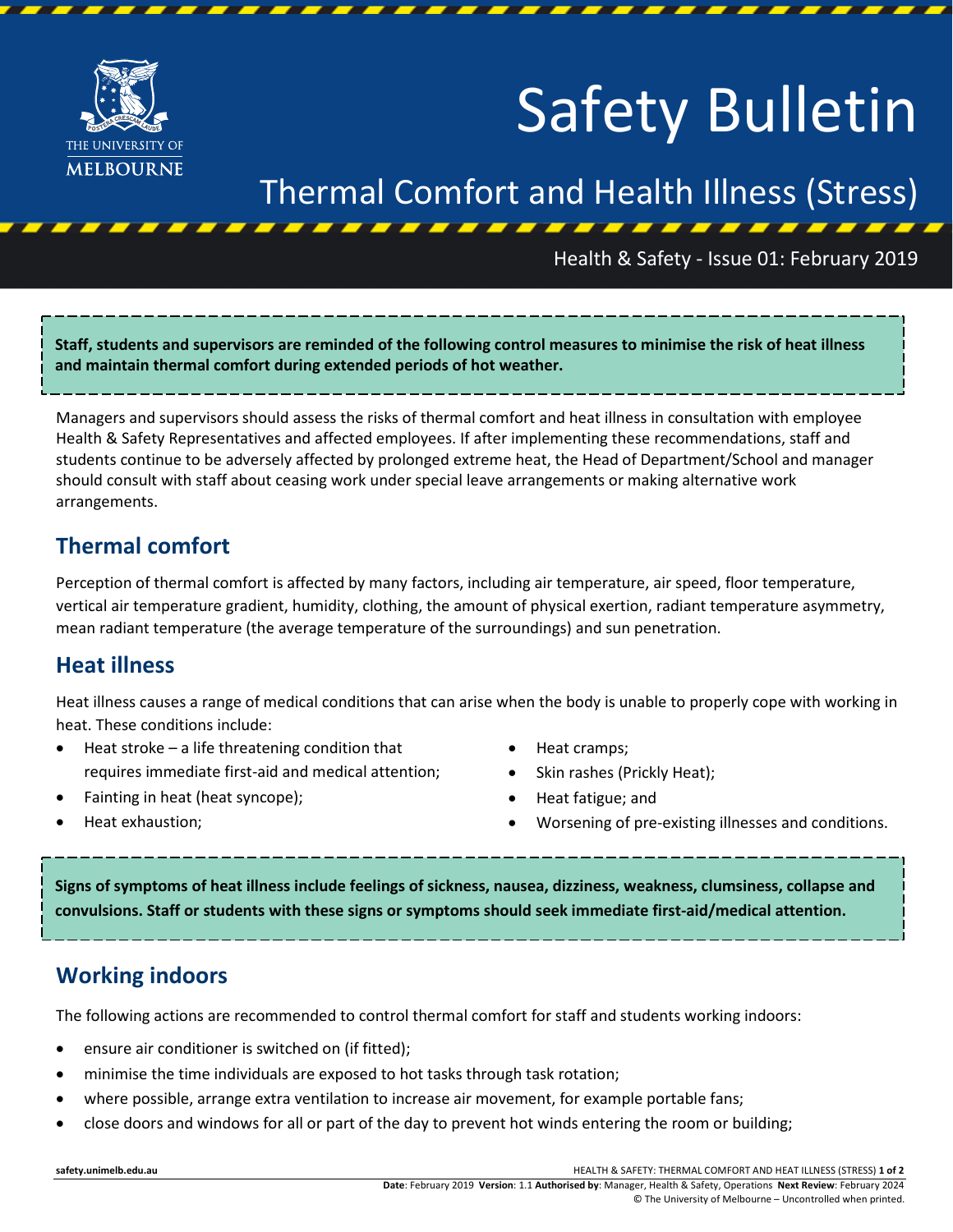# Safety Bulletin

## Thermal Comfort and Health Illness (Stress)

Health & Safety - Issue 01: February 2019

**Staff, students and supervisors are reminded of the following control measures to minimise the risk of heat illness and maintain thermal comfort during extended periods of hot weather.**

Managers and supervisors should assess the risks of thermal comfort and heat illness in consultation with employee Health & Safety Representatives and affected employees. If after implementing these recommendations, staff and students continue to be adversely affected by prolonged extreme heat, the Head of Department/School and manager should consult with staff about ceasing work under special leave arrangements or making alternative work arrangements.

## Thermal comfort

Perception of thermal comfort is affected by many factors, including air temperature, air speed, floor temperature, vertical air temperature gradient, humidity, clothing, the amount of physical exertion, radiant temperature asymmetry, mean radiant temperature (the average temperature of the surroundings) and sun penetration.

## Heat illness

Heat illness causes a range of medical conditions that can arise when the body is unable to properly cope with working in heat. These conditions include:

- Heat stroke – a life threatening condition that requires immediate first-aid and medical attention;
- Fainting in heat (heat syncope);
- Heat exhaustion;
- Heat cramps;
- Skin rashes (Prickly Heat);
- Heat fatigue; and
- Worsening of pre-existing illnesses and conditions.

**Signs of symptoms of heat illness include feelings of sickness, nausea, dizziness, weakness, clumsiness, collapse and convulsions. Staff or students with these signs or symptoms should seek immediate first-aid/medical attention.**

## Working indoors

The following actions are recommended to control thermal comfort for staff and students working indoors:

- ensure air conditioner is switched on (if fitted);
- minimise the time individuals are exposed to hot tasks through task rotation;
- where possible, arrange extra ventilation to increase air movement, for example portable fans;
- close doors and windows for all or part of the day to prevent hot winds entering the room or building;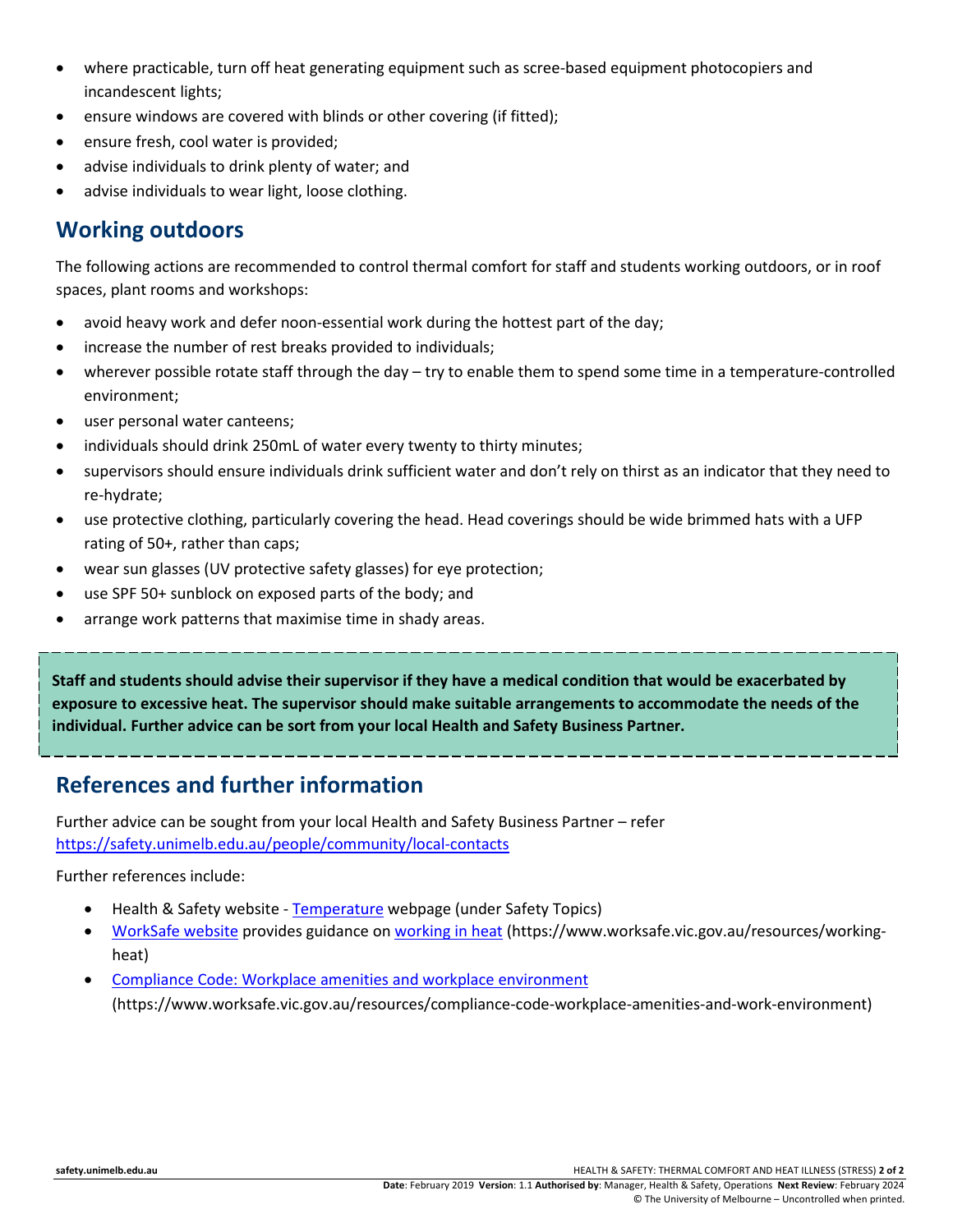- where practicable, turn off heat generating equipment such as scree-based equipment photocopiers and incandescent lights;
- ensure windows are covered with blinds or other covering (if fitted);
- ensure fresh, cool water is provided;
- advise individuals to drink plenty of water; and
- advise individuals to wear light, loose clothing.

## Working outdoors

The following actions are recommended to control thermal comfort for staff and students working outdoors, or in roof spaces, plant rooms and workshops:

- avoid heavy work and defer noon-essential work during the hottest part of the day;
- increase the number of rest breaks provided to individuals;
- wherever possible rotate staff through the day – try to enable them to spend some time in a temperature-controlled environment;
- user personal water canteens;
- individuals should drink 250mL of water every twenty to thirty minutes;
- supervisors should ensure individuals drink sufficient water and don't rely on thirst as an indicator that they need to re-hydrate;
- use protective clothing, particularly covering the head. Head coverings should be wide brimmed hats with a UFP rating of 50+, rather than caps;
- wear sun glasses (UV protective safety glasses) for eye protection;
- use SPF 50+ sunblock on exposed parts of the body; and
- arrange work patterns that maximise time in shady areas.

**Staff and students should advise their supervisor if they have a medical condition that would be exacerbated by exposure to excessive heat. The supervisor should make suitable arrangements to accommodate the needs of the individual. Further advice can be sort from your local Health and Safety Business Partner.**

## References and further information

Further advice can be sought from your local Health and Safety Business Partner – refer https://safety.unimelb.edu.au/people/community/local-contacts

Further references include:

- Health & Safety website - Temperature webpage (under Safety Topics)
- WorkSafe website provides guidance on working in heat (https://www.worksafe.vic.gov.au/resources/working-heat)
- Compliance Code: Workplace amenities and workplace environment (https://www.worksafe.vic.gov.au/resources/compliance-code-workplace-amenities-and-work-environment)

**Date**: February 2019 **Version**: 1.1 **Authorised by**: Manager, Health & Safety, Operations **Next Review**: February 2024

© The University of Melbourne – Uncontrolled when printed.